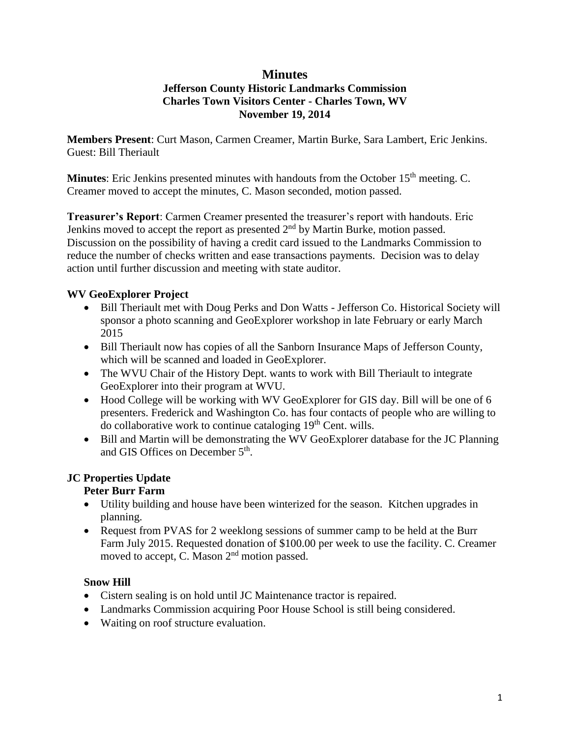# Minutes

## Jefferson County Historic Landmarks Commission
## Charles Town Visitors Center - Charles Town, WV
## November 19, 2014

**Members Present**: Curt Mason, Carmen Creamer, Martin Burke, Sara Lambert, Eric Jenkins. Guest: Bill Theriault

**Minutes**: Eric Jenkins presented minutes with handouts from the October 15th meeting. C. Creamer moved to accept the minutes, C. Mason seconded, motion passed.

**Treasurer's Report**: Carmen Creamer presented the treasurer's report with handouts. Eric Jenkins moved to accept the report as presented 2nd by Martin Burke, motion passed. Discussion on the possibility of having a credit card issued to the Landmarks Commission to reduce the number of checks written and ease transactions payments. Decision was to delay action until further discussion and meeting with state auditor.

### WV GeoExplorer Project

- Bill Theriault met with Doug Perks and Don Watts - Jefferson Co. Historical Society will sponsor a photo scanning and GeoExplorer workshop in late February or early March 2015
- Bill Theriault now has copies of all the Sanborn Insurance Maps of Jefferson County, which will be scanned and loaded in GeoExplorer.
- The WVU Chair of the History Dept. wants to work with Bill Theriault to integrate GeoExplorer into their program at WVU.
- Hood College will be working with WV GeoExplorer for GIS day. Bill will be one of 6 presenters. Frederick and Washington Co. has four contacts of people who are willing to do collaborative work to continue cataloging 19th Cent. wills.
- Bill and Martin will be demonstrating the WV GeoExplorer database for the JC Planning and GIS Offices on December 5th.

### JC Properties Update

#### Peter Burr Farm

- Utility building and house have been winterized for the season. Kitchen upgrades in planning.
- Request from PVAS for 2 weeklong sessions of summer camp to be held at the Burr Farm July 2015. Requested donation of $100.00 per week to use the facility. C. Creamer moved to accept, C. Mason 2nd motion passed.

#### Snow Hill

- Cistern sealing is on hold until JC Maintenance tractor is repaired.
- Landmarks Commission acquiring Poor House School is still being considered.
- Waiting on roof structure evaluation.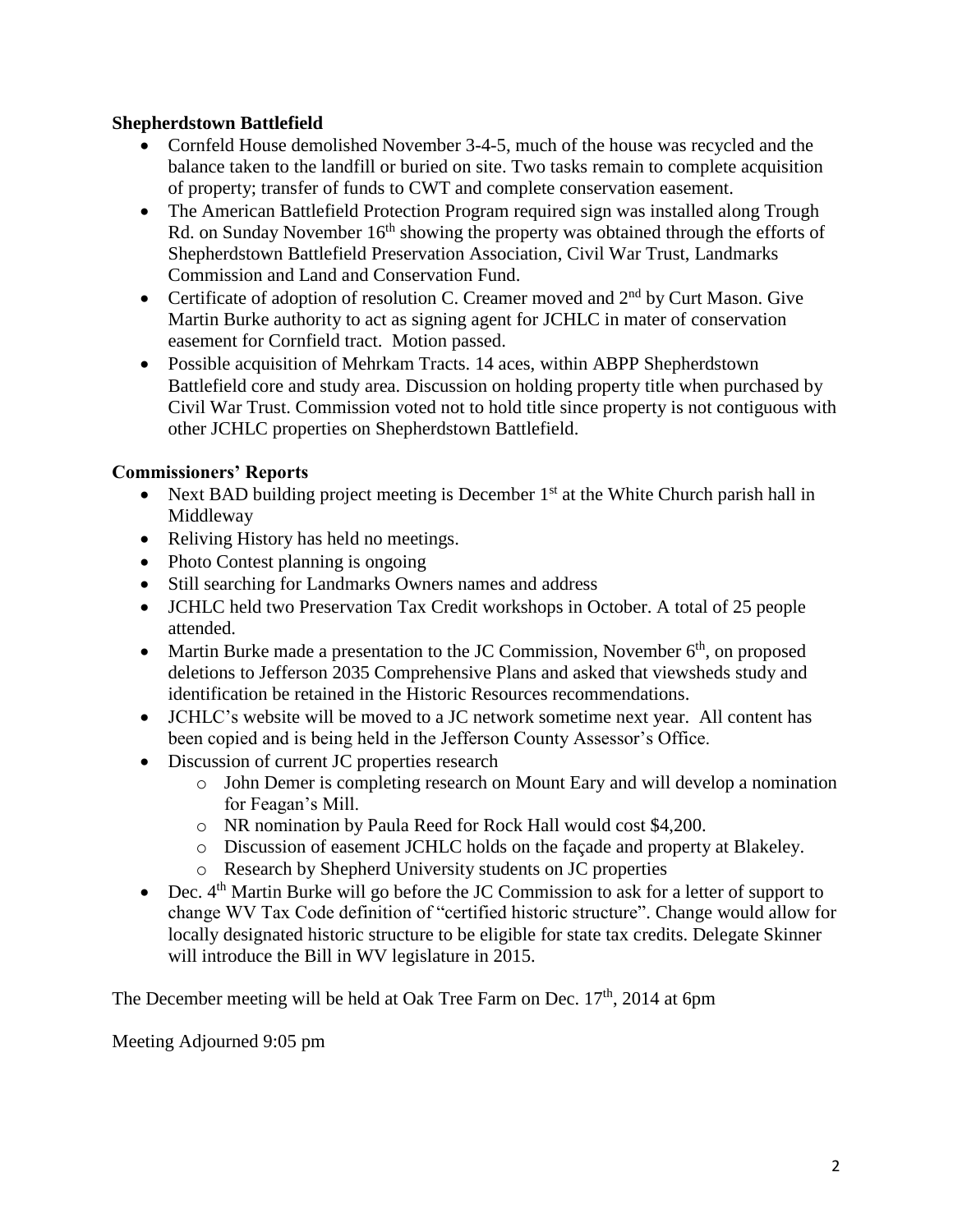**Shepherdstown Battlefield**

- Cornfeld House demolished November 3-4-5, much of the house was recycled and the balance taken to the landfill or buried on site. Two tasks remain to complete acquisition of property; transfer of funds to CWT and complete conservation easement.
- The American Battlefield Protection Program required sign was installed along Trough Rd. on Sunday November 16th showing the property was obtained through the efforts of Shepherdstown Battlefield Preservation Association, Civil War Trust, Landmarks Commission and Land and Conservation Fund.
- Certificate of adoption of resolution C. Creamer moved and 2nd by Curt Mason. Give Martin Burke authority to act as signing agent for JCHLC in mater of conservation easement for Cornfield tract. Motion passed.
- Possible acquisition of Mehrkam Tracts. 14 aces, within ABPP Shepherdstown Battlefield core and study area. Discussion on holding property title when purchased by Civil War Trust. Commission voted not to hold title since property is not contiguous with other JCHLC properties on Shepherdstown Battlefield.

**Commissioners' Reports**

- Next BAD building project meeting is December 1st at the White Church parish hall in Middleway
- Reliving History has held no meetings.
- Photo Contest planning is ongoing
- Still searching for Landmarks Owners names and address
- JCHLC held two Preservation Tax Credit workshops in October. A total of 25 people attended.
- Martin Burke made a presentation to the JC Commission, November 6th, on proposed deletions to Jefferson 2035 Comprehensive Plans and asked that viewsheds study and identification be retained in the Historic Resources recommendations.
- JCHLC's website will be moved to a JC network sometime next year. All content has been copied and is being held in the Jefferson County Assessor's Office.
- Discussion of current JC properties research
  - John Demer is completing research on Mount Eary and will develop a nomination for Feagan's Mill.
  - NR nomination by Paula Reed for Rock Hall would cost $4,200.
  - Discussion of easement JCHLC holds on the façade and property at Blakeley.
  - Research by Shepherd University students on JC properties
- Dec. 4th Martin Burke will go before the JC Commission to ask for a letter of support to change WV Tax Code definition of "certified historic structure". Change would allow for locally designated historic structure to be eligible for state tax credits. Delegate Skinner will introduce the Bill in WV legislature in 2015.

The December meeting will be held at Oak Tree Farm on Dec. 17th, 2014 at 6pm

Meeting Adjourned 9:05 pm